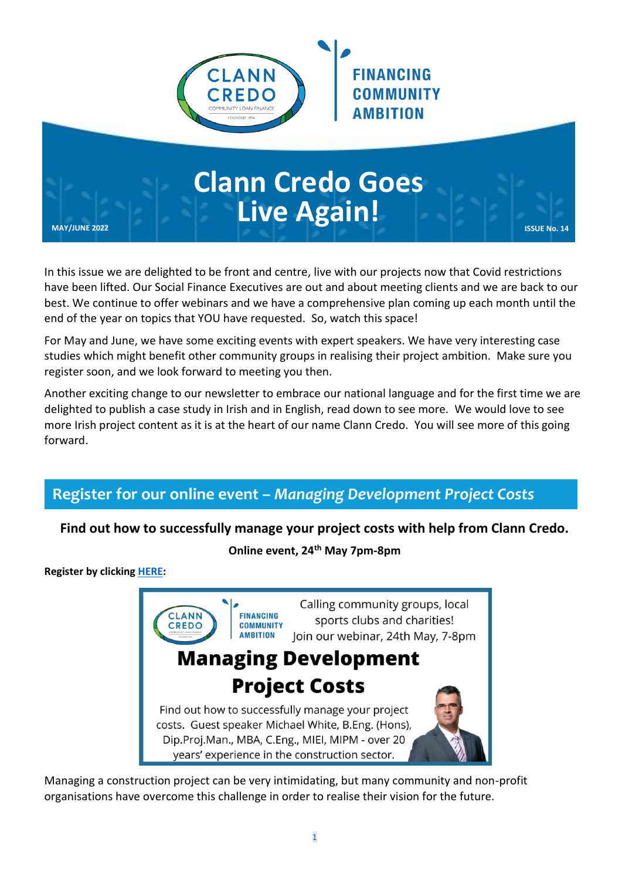CLANN CREDO
COMMUNITY LOAN FINANCE
FOUNDED 1996

FINANCING COMMUNITY AMBITION

# Clann Credo Goes Live Again!

MAY/JUNE 2022

ISSUE No. 14

In this issue we are delighted to be front and centre, live with our projects now that Covid restrictions have been lifted. Our Social Finance Executives are out and about meeting clients and we are back to our best. We continue to offer webinars and we have a comprehensive plan coming up each month until the end of the year on topics that YOU have requested. So, watch this space!

For May and June, we have some exciting events with expert speakers. We have very interesting case studies which might benefit other community groups in realising their project ambition. Make sure you register soon, and we look forward to meeting you then.

Another exciting change to our newsletter to embrace our national language and for the first time we are delighted to publish a case study in Irish and in English, read down to see more. We would love to see more Irish project content as it is at the heart of our name Clann Credo. You will see more of this going forward.

## Register for our online event – *Managing Development Project Costs*

**Find out how to successfully manage your project costs with help from Clann Credo.**

**Online event, 24th May 7pm-8pm**

**Register by clicking HERE:**

CLANN CREDO | FINANCING COMMUNITY AMBITION

Calling community groups, local sports clubs and charities!
Join our webinar, 24th May, 7-8pm

**Managing Development Project Costs**

Find out how to successfully manage your project costs. Guest speaker Michael White, B.Eng. (Hons), Dip.Proj.Man., MBA, C.Eng., MIEI, MIPM - over 20 years' experience in the construction sector.

Managing a construction project can be very intimidating, but many community and non-profit organisations have overcome this challenge in order to realise their vision for the future.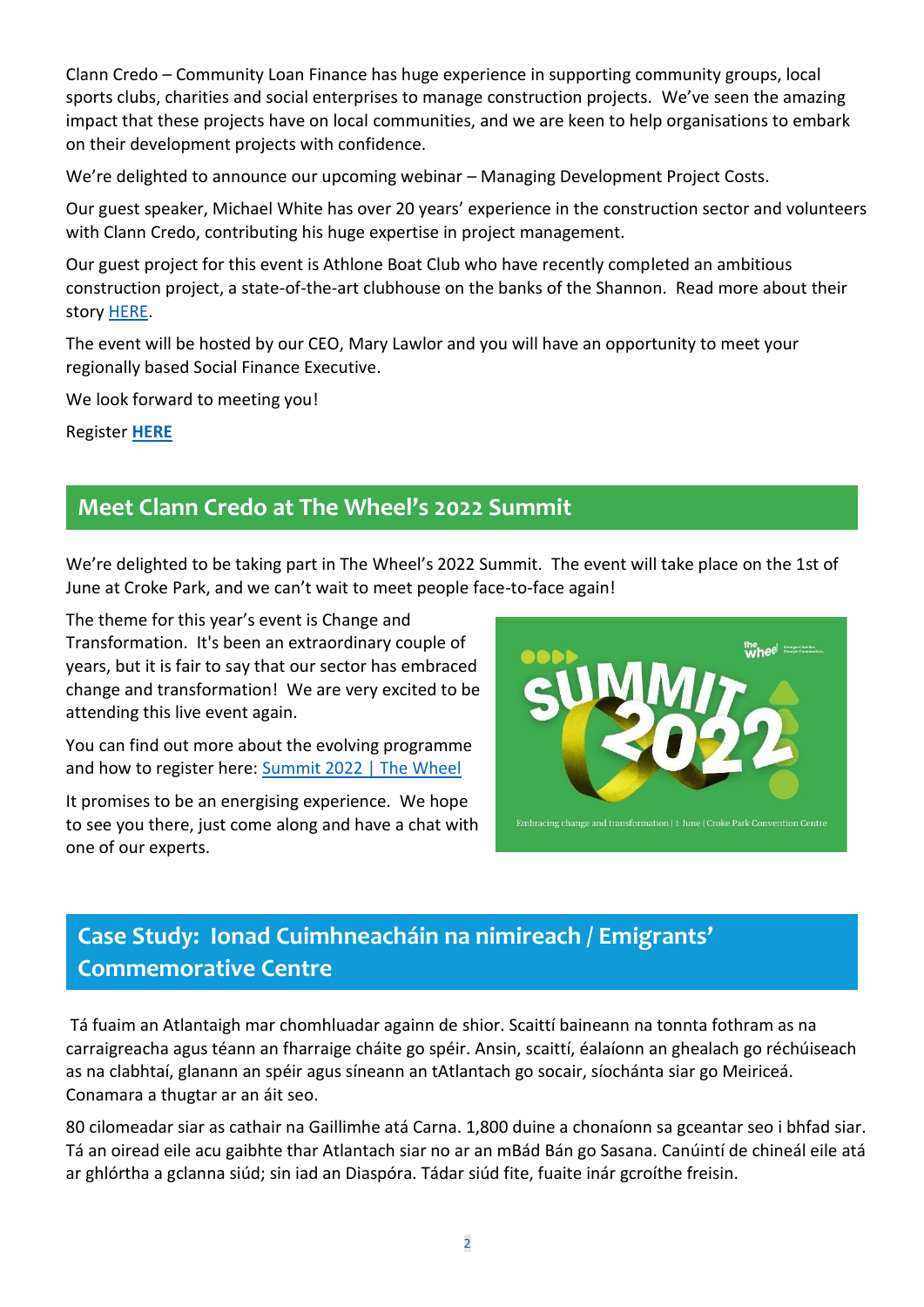Clann Credo – Community Loan Finance has huge experience in supporting community groups, local sports clubs, charities and social enterprises to manage construction projects. We've seen the amazing impact that these projects have on local communities, and we are keen to help organisations to embark on their development projects with confidence.

We're delighted to announce our upcoming webinar – Managing Development Project Costs.

Our guest speaker, Michael White has over 20 years' experience in the construction sector and volunteers with Clann Credo, contributing his huge expertise in project management.

Our guest project for this event is Athlone Boat Club who have recently completed an ambitious construction project, a state-of-the-art clubhouse on the banks of the Shannon. Read more about their story HERE.

The event will be hosted by our CEO, Mary Lawlor and you will have an opportunity to meet your regionally based Social Finance Executive.

We look forward to meeting you!

Register **HERE**

## Meet Clann Credo at The Wheel's 2022 Summit

We're delighted to be taking part in The Wheel's 2022 Summit. The event will take place on the 1st of June at Croke Park, and we can't wait to meet people face-to-face again!

The theme for this year's event is Change and Transformation. It's been an extraordinary couple of years, but it is fair to say that our sector has embraced change and transformation! We are very excited to be attending this live event again.

You can find out more about the evolving programme and how to register here: Summit 2022 | The Wheel

It promises to be an energising experience. We hope to see you there, just come along and have a chat with one of our experts.

## Case Study: Ionad Cuimhneacháin na nimireach / Emigrants' Commemorative Centre

Tá fuaim an Atlantaigh mar chomhluadar againn de shíor. Scaittí baineann na tonnta fothram as na carraigreacha agus téann an fharraige cháite go spéir. Ansin, scaittí, éalaíonn an ghealach go réchúiseach as na clabhtaí, glanann an spéir agus síneann an tAtlantach go socair, síochánta siar go Meiriceá. Conamara a thugtar ar an áit seo.

80 cilomeadar siar as cathair na Gaillimhe atá Carna. 1,800 duine a chonaíonn sa gceantar seo i bhfad siar. Tá an oiread eile acu gaibhte thar Atlantach siar no ar an mBád Bán go Sasana. Canúintí de chineál eile atá ar ghlórtha a gclanna siúd; sin iad an Diaspóra. Tádar siúd fite, fuaite inár gcroíthe freisin.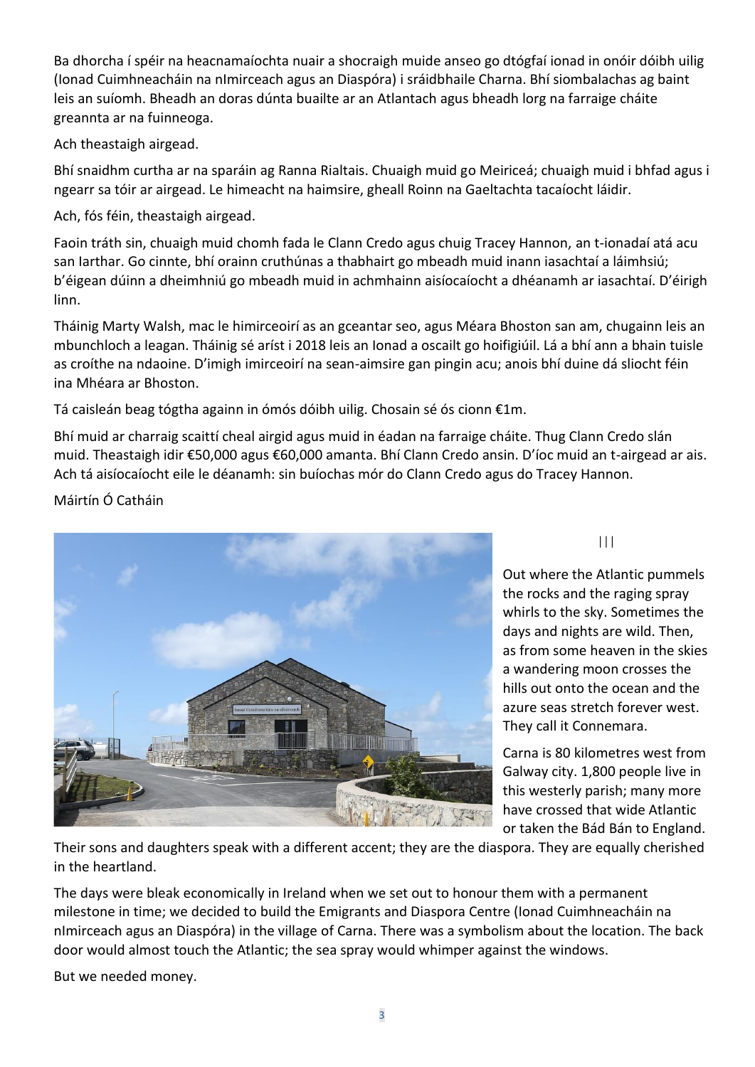Ba dhorcha í spéir na heacnamaíochta nuair a shocraigh muide anseo go dtógfaí ionad in onóir dóibh uilig (Ionad Cuimhneacháin na nImirceach agus an Diaspóra) i sráidbhaile Charna. Bhí siombalachas ag baint leis an suíomh. Bheadh an doras dúnta buailte ar an Atlantach agus bheadh lorg na farraige cháite greannta ar na fuinneoga.

Ach theastaigh airgead.

Bhí snaidhm curtha ar na sparáin ag Ranna Rialtais. Chuaigh muid go Meiriceá; chuaigh muid i bhfad agus i ngearr sa tóir ar airgead. Le himeacht na haimsire, gheall Roinn na Gaeltachta tacaíocht láidir.

Ach, fós féin, theastaigh airgead.

Faoin tráth sin, chuaigh muid chomh fada le Clann Credo agus chuig Tracey Hannon, an t-ionadaí atá acu san Iarthar. Go cinnte, bhí orainn cruthúnas a thabhairt go mbeadh muid inann iasachtaí a láimhsiú; b'éigean dúinn a dheimhniú go mbeadh muid in achmhainn aisíocaíocht a dhéanamh ar iasachtaí. D'éirigh linn.

Tháinig Marty Walsh, mac le himirceoirí as an gceantar seo, agus Méara Bhoston san am, chugainn leis an mbunchloch a leagan. Tháinig sé arís i 2018 leis an Ionad a oscailt go hoifigiúil. Lá a bhí ann a bhain tuisle as croíthe na ndaoine. D'imigh imirceoirí na sean-aimsire gan pingin acu; anois bhí duine dá sliocht féin ina Mhéara ar Bhoston.

Tá caisleán beag tógtha againn in ómós dóibh uilig. Chosain sé ós cionn €1m.

Bhí muid ar charraig scaittí cheal airgid agus muid in éadan na farraige cháite. Thug Clann Credo slán muid. Theastaigh idir €50,000 agus €60,000 amanta. Bhí Clann Credo ansin. D'íoc muid an t-airgead ar ais. Ach tá aisíocaíocht eile le déanamh: sin buíochas mór do Clann Credo agus do Tracey Hannon.

Máirtín Ó Catháin

|||

Out where the Atlantic pummels the rocks and the raging spray whirls to the sky. Sometimes the days and nights are wild. Then, as from some heaven in the skies a wandering moon crosses the hills out onto the ocean and the azure seas stretch forever west. They call it Connemara.

Carna is 80 kilometres west from Galway city. 1,800 people live in this westerly parish; many more have crossed that wide Atlantic or taken the Bád Bán to England. Their sons and daughters speak with a different accent; they are the diaspora. They are equally cherished in the heartland.

The days were bleak economically in Ireland when we set out to honour them with a permanent milestone in time; we decided to build the Emigrants and Diaspora Centre (Ionad Cuimhneacháin na nImirceach agus an Diaspóra) in the village of Carna. There was a symbolism about the location. The back door would almost touch the Atlantic; the sea spray would whimper against the windows.

But we needed money.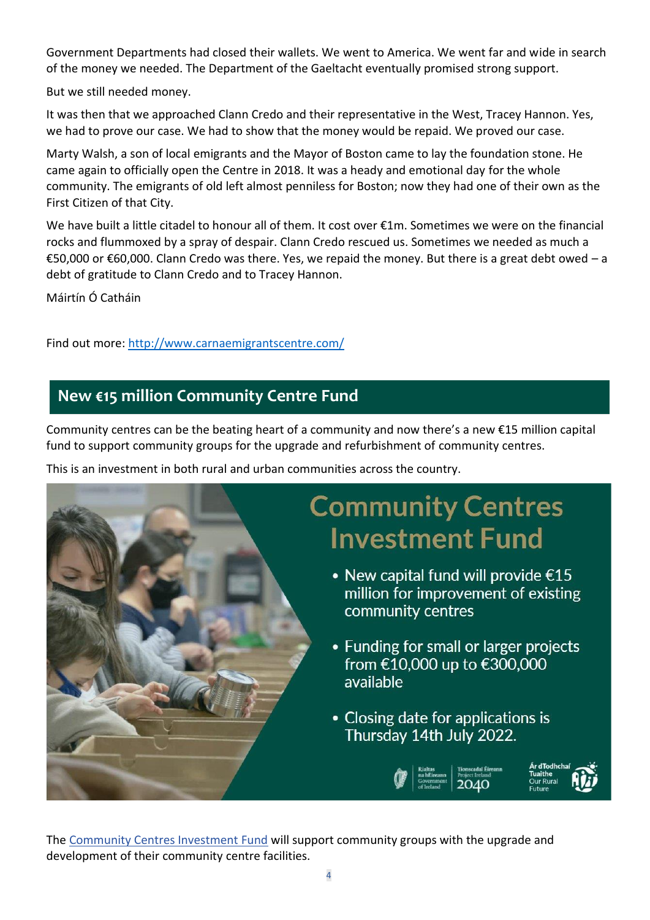Government Departments had closed their wallets. We went to America. We went far and wide in search of the money we needed. The Department of the Gaeltacht eventually promised strong support.

But we still needed money.

It was then that we approached Clann Credo and their representative in the West, Tracey Hannon. Yes, we had to prove our case. We had to show that the money would be repaid. We proved our case.

Marty Walsh, a son of local emigrants and the Mayor of Boston came to lay the foundation stone. He came again to officially open the Centre in 2018. It was a heady and emotional day for the whole community. The emigrants of old left almost penniless for Boston; now they had one of their own as the First Citizen of that City.

We have built a little citadel to honour all of them. It cost over €1m. Sometimes we were on the financial rocks and flummoxed by a spray of despair. Clann Credo rescued us. Sometimes we needed as much a €50,000 or €60,000. Clann Credo was there. Yes, we repaid the money. But there is a great debt owed – a debt of gratitude to Clann Credo and to Tracey Hannon.

Máirtín Ó Catháin

Find out more: [http://www.carnaemigrantscentre.com/](http://www.carnaemigrantscentre.com/)

## New €15 million Community Centre Fund

Community centres can be the beating heart of a community and now there's a new €15 million capital fund to support community groups for the upgrade and refurbishment of community centres.

This is an investment in both rural and urban communities across the country.

### Community Centres Investment Fund

- New capital fund will provide €15 million for improvement of existing community centres
- Funding for small or larger projects from €10,000 up to €300,000 available
- Closing date for applications is Thursday 14th July 2022.

Rialtas na hÉireann Government of Ireland | Tionscadal Éireann Project Ireland 2040 | Ár dTodhchaí Tuaithe Our Rural Future

The Community Centres Investment Fund will support community groups with the upgrade and development of their community centre facilities.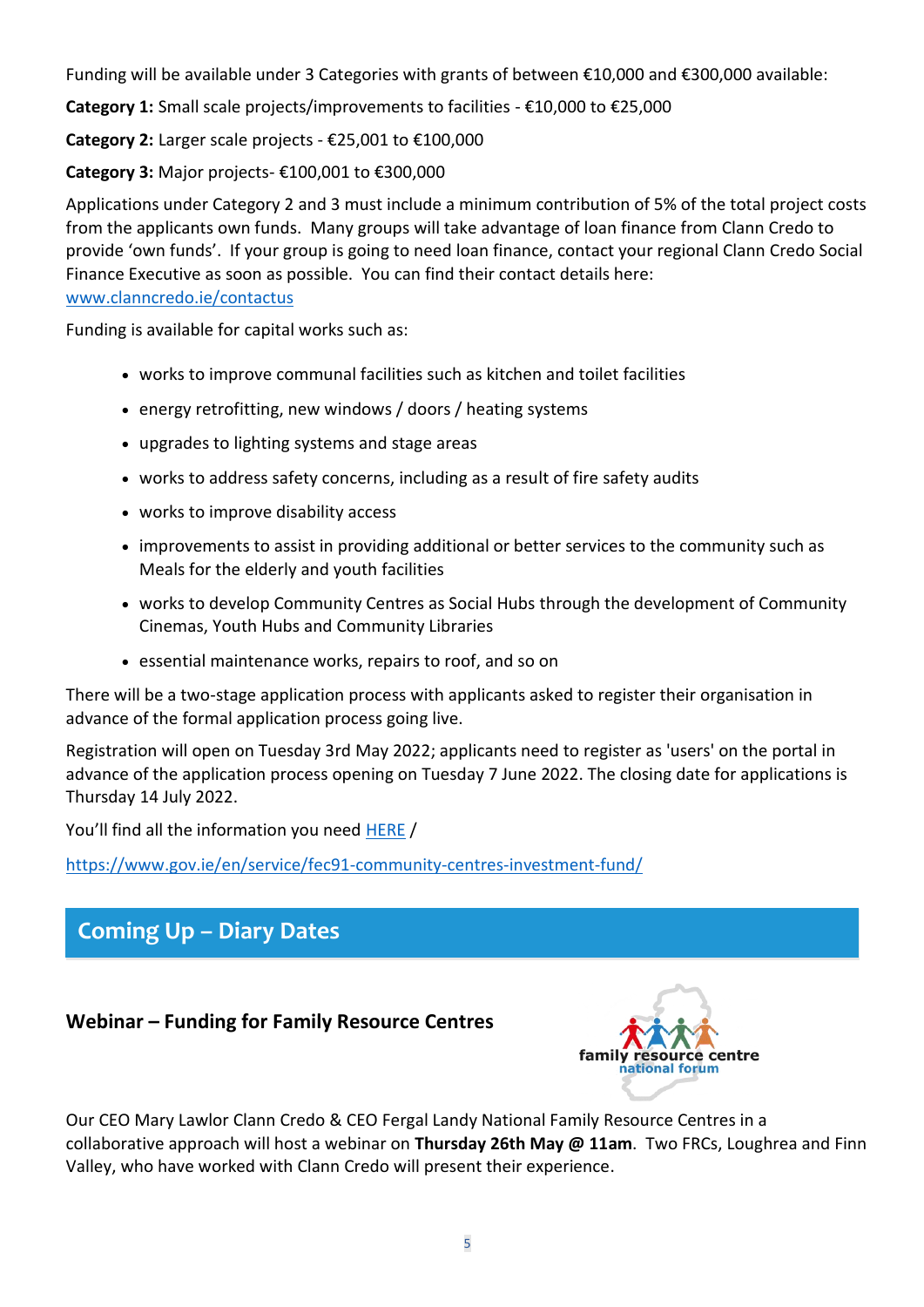Funding will be available under 3 Categories with grants of between €10,000 and €300,000 available:

**Category 1:** Small scale projects/improvements to facilities - €10,000 to €25,000

**Category 2:** Larger scale projects - €25,001 to €100,000

**Category 3:** Major projects- €100,001 to €300,000

Applications under Category 2 and 3 must include a minimum contribution of 5% of the total project costs from the applicants own funds. Many groups will take advantage of loan finance from Clann Credo to provide 'own funds'. If your group is going to need loan finance, contact your regional Clann Credo Social Finance Executive as soon as possible. You can find their contact details here: [www.clanncredo.ie/contactus](www.clanncredo.ie/contactus)

Funding is available for capital works such as:

- works to improve communal facilities such as kitchen and toilet facilities
- energy retrofitting, new windows / doors / heating systems
- upgrades to lighting systems and stage areas
- works to address safety concerns, including as a result of fire safety audits
- works to improve disability access
- improvements to assist in providing additional or better services to the community such as Meals for the elderly and youth facilities
- works to develop Community Centres as Social Hubs through the development of Community Cinemas, Youth Hubs and Community Libraries
- essential maintenance works, repairs to roof, and so on

There will be a two-stage application process with applicants asked to register their organisation in advance of the formal application process going live.

Registration will open on Tuesday 3rd May 2022; applicants need to register as 'users' on the portal in advance of the application process opening on Tuesday 7 June 2022. The closing date for applications is Thursday 14 July 2022.

You'll find all the information you need [HERE](https://www.gov.ie/en/service/fec91-community-centres-investment-fund/) /

[https://www.gov.ie/en/service/fec91-community-centres-investment-fund/](https://www.gov.ie/en/service/fec91-community-centres-investment-fund/)

## Coming Up – Diary Dates

### Webinar – Funding for Family Resource Centres

family resource centre national forum

Our CEO Mary Lawlor Clann Credo & CEO Fergal Landy National Family Resource Centres in a collaborative approach will host a webinar on **Thursday 26th May @ 11am**. Two FRCs, Loughrea and Finn Valley, who have worked with Clann Credo will present their experience.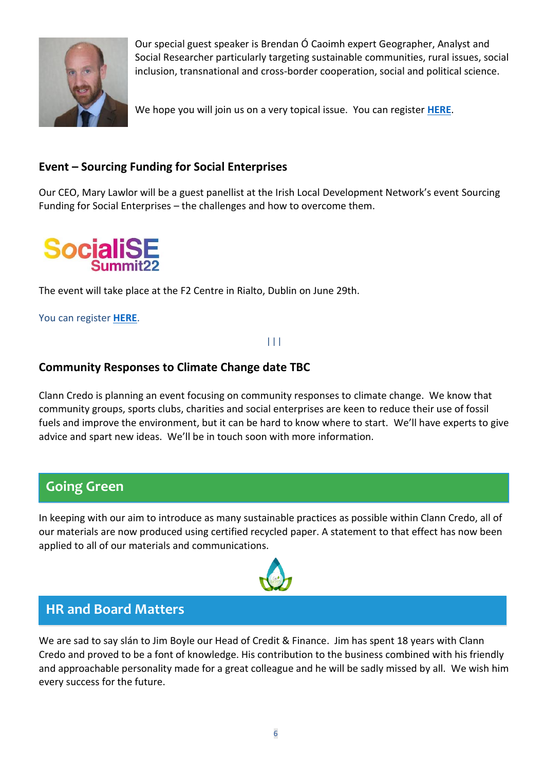Our special guest speaker is Brendan Ó Caoimh expert Geographer, Analyst and Social Researcher particularly targeting sustainable communities, rural issues, social inclusion, transnational and cross-border cooperation, social and political science.

We hope you will join us on a very topical issue. You can register **HERE**.

### Event – Sourcing Funding for Social Enterprises

Our CEO, Mary Lawlor will be a guest panellist at the Irish Local Development Network's event Sourcing Funding for Social Enterprises – the challenges and how to overcome them.

SocialiSE Summit22

The event will take place at the F2 Centre in Rialto, Dublin on June 29th.

You can register **HERE**.

| | |

### Community Responses to Climate Change date TBC

Clann Credo is planning an event focusing on community responses to climate change. We know that community groups, sports clubs, charities and social enterprises are keen to reduce their use of fossil fuels and improve the environment, but it can be hard to know where to start. We'll have experts to give advice and spart new ideas. We'll be in touch soon with more information.

## Going Green

In keeping with our aim to introduce as many sustainable practices as possible within Clann Credo, all of our materials are now produced using certified recycled paper. A statement to that effect has now been applied to all of our materials and communications.

## HR and Board Matters

We are sad to say slán to Jim Boyle our Head of Credit & Finance. Jim has spent 18 years with Clann Credo and proved to be a font of knowledge. His contribution to the business combined with his friendly and approachable personality made for a great colleague and he will be sadly missed by all. We wish him every success for the future.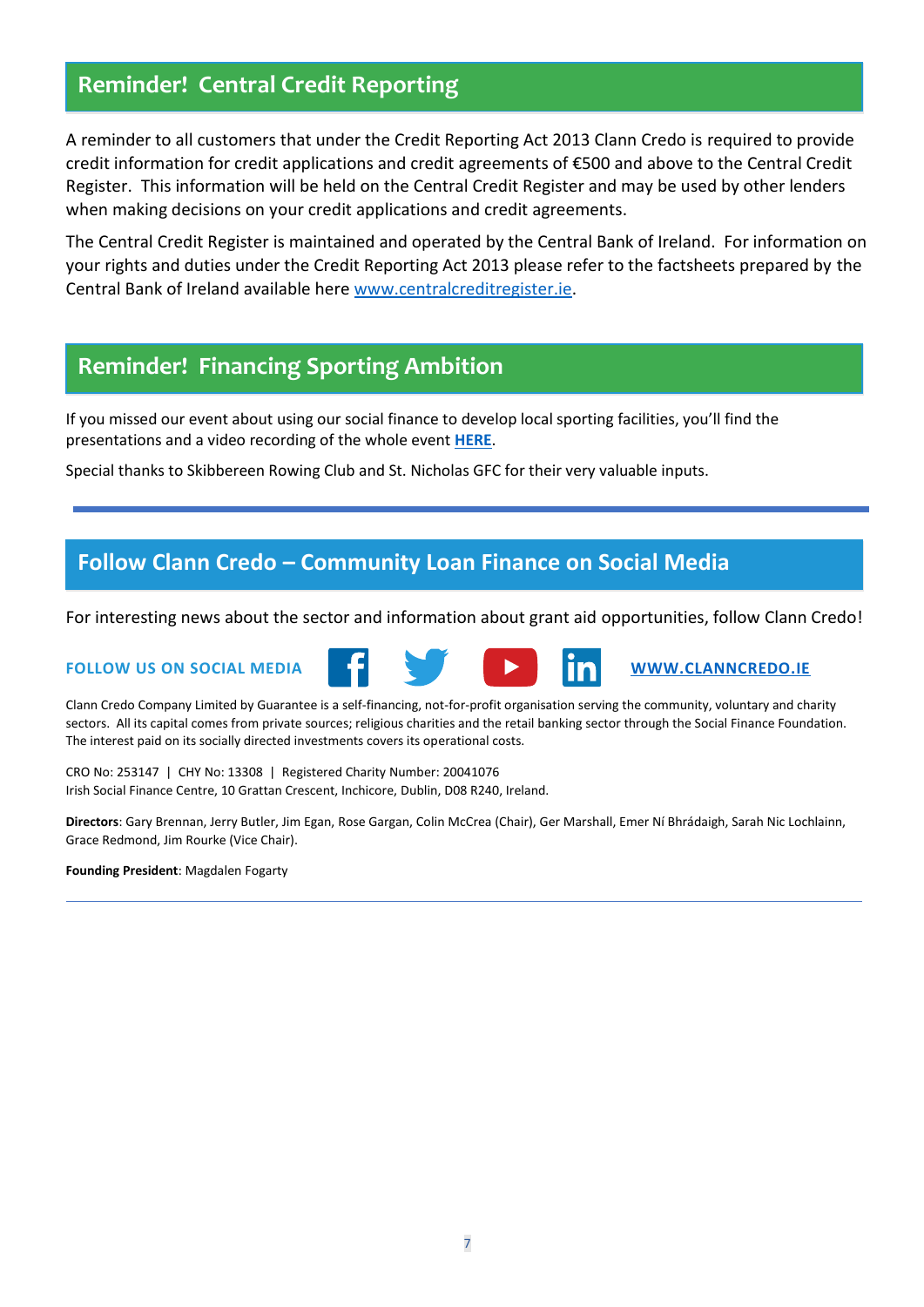## Reminder! Central Credit Reporting

A reminder to all customers that under the Credit Reporting Act 2013 Clann Credo is required to provide credit information for credit applications and credit agreements of €500 and above to the Central Credit Register. This information will be held on the Central Credit Register and may be used by other lenders when making decisions on your credit applications and credit agreements.

The Central Credit Register is maintained and operated by the Central Bank of Ireland. For information on your rights and duties under the Credit Reporting Act 2013 please refer to the factsheets prepared by the Central Bank of Ireland available here www.centralcreditregister.ie.

## Reminder! Financing Sporting Ambition

If you missed our event about using our social finance to develop local sporting facilities, you'll find the presentations and a video recording of the whole event **HERE**.

Special thanks to Skibbereen Rowing Club and St. Nicholas GFC for their very valuable inputs.

---

## Follow Clann Credo – Community Loan Finance on Social Media

For interesting news about the sector and information about grant aid opportunities, follow Clann Credo!

**FOLLOW US ON SOCIAL MEDIA** **WWW.CLANNCREDO.IE**

Clann Credo Company Limited by Guarantee is a self-financing, not-for-profit organisation serving the community, voluntary and charity sectors. All its capital comes from private sources; religious charities and the retail banking sector through the Social Finance Foundation. The interest paid on its socially directed investments covers its operational costs.

CRO No: 253147 | CHY No: 13308 | Registered Charity Number: 20041076
Irish Social Finance Centre, 10 Grattan Crescent, Inchicore, Dublin, D08 R240, Ireland.

**Directors**: Gary Brennan, Jerry Butler, Jim Egan, Rose Gargan, Colin McCrea (Chair), Ger Marshall, Emer Ní Bhrádaigh, Sarah Nic Lochlainn, Grace Redmond, Jim Rourke (Vice Chair).

**Founding President**: Magdalen Fogarty